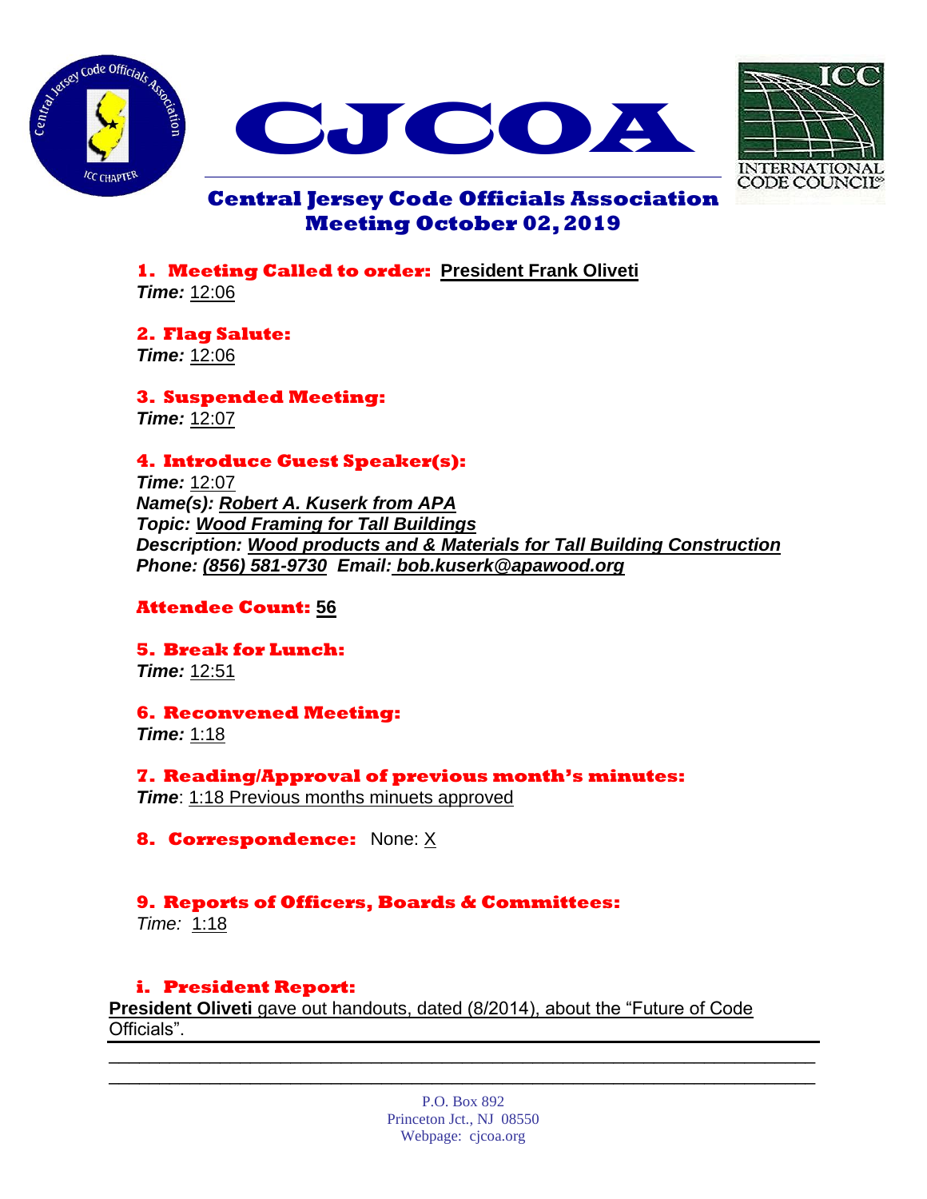# CJCOA

## Central Jersey Code Officials Association
## Meeting October 02, 2019

**1. Meeting Called to order:** **President Frank Oliveti**
***Time:*** 12:06

**2. Flag Salute:**
***Time:*** 12:06

**3. Suspended Meeting:**
***Time:*** 12:07

**4. Introduce Guest Speaker(s):**
***Time:*** 12:07
***Name(s): Robert A. Kuserk from APA***
***Topic: Wood Framing for Tall Buildings***
***Description: Wood products and & Materials for Tall Building Construction***
***Phone: (856) 581-9730 Email: bob.kuserk@apawood.org***

**Attendee Count: 56**

**5. Break for Lunch:**
***Time:*** 12:51

**6. Reconvened Meeting:**
***Time:*** 1:18

**7. Reading/Approval of previous month's minutes:**
***Time***: 1:18 Previous months minuets approved

**8. Correspondence:** None: X

**9. Reports of Officers, Boards & Committees:**
*Time:* 1:18

**i. President Report:**
**President Oliveti** gave out handouts, dated (8/2014), about the "Future of Code Officials".

P.O. Box 892
Princeton Jct., NJ 08550
Webpage: cjcoa.org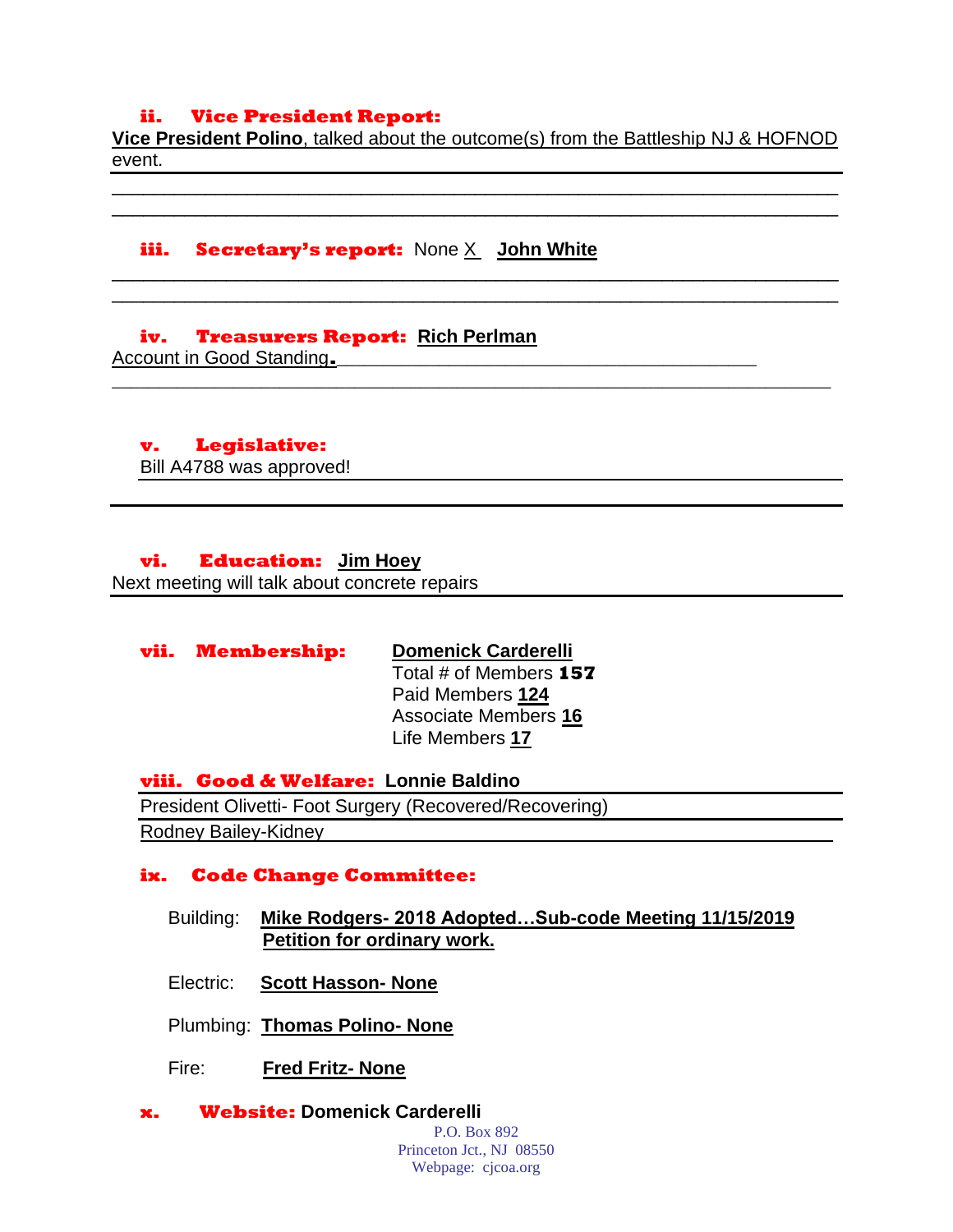### ii. Vice President Report:

**Vice President Polino**, talked about the outcome(s) from the Battleship NJ & HOFNOD event.

### iii. Secretary's report: None X **John White**

### iv. Treasurers Report: **Rich Perlman**

Account in Good Standing.

### v. Legislative:

Bill A4788 was approved!

### vi. Education: **Jim Hoey**

Next meeting will talk about concrete repairs

### vii. Membership: **Domenick Carderelli**

Total # of Members **157**
Paid Members **124**
Associate Members **16**
Life Members **17**

### viii. Good & Welfare: **Lonnie Baldino**

President Olivetti- Foot Surgery (Recovered/Recovering)

Rodney Bailey-Kidney

### ix. Code Change Committee:

Building: **Mike Rodgers- 2018 Adopted…Sub-code Meeting 11/15/2019 Petition for ordinary work.**

Electric: **Scott Hasson- None**

Plumbing: **Thomas Polino- None**

Fire: **Fred Fritz- None**

### x. Website: **Domenick Carderelli**

P.O. Box 892
Princeton Jct., NJ 08550
Webpage: cjcoa.org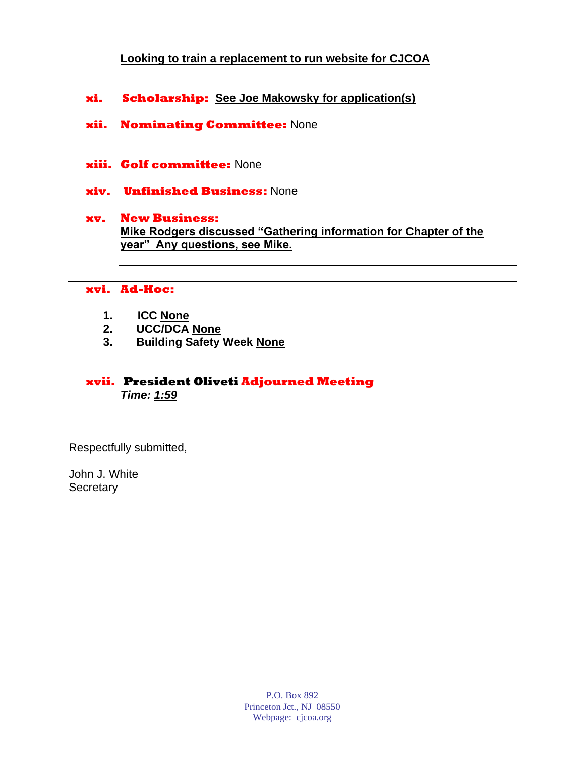**Looking to train a replacement to run website for CJCOA**

**xi. Scholarship:** **See Joe Makowsky for application(s)**

**xii. Nominating Committee:** None

**xiii. Golf committee:** None

**xiv. Unfinished Business:** None

**xv. New Business:**
**Mike Rodgers discussed "Gathering information for Chapter of the year" Any questions, see Mike.**

---

**xvi. Ad-Hoc:**

1. **ICC None**
2. **UCC/DCA None**
3. **Building Safety Week None**

**xvii. President Oliveti Adjourned Meeting**
***Time: 1:59***

Respectfully submitted,

John J. White
Secretary

P.O. Box 892
Princeton Jct., NJ 08550
Webpage: cjcoa.org